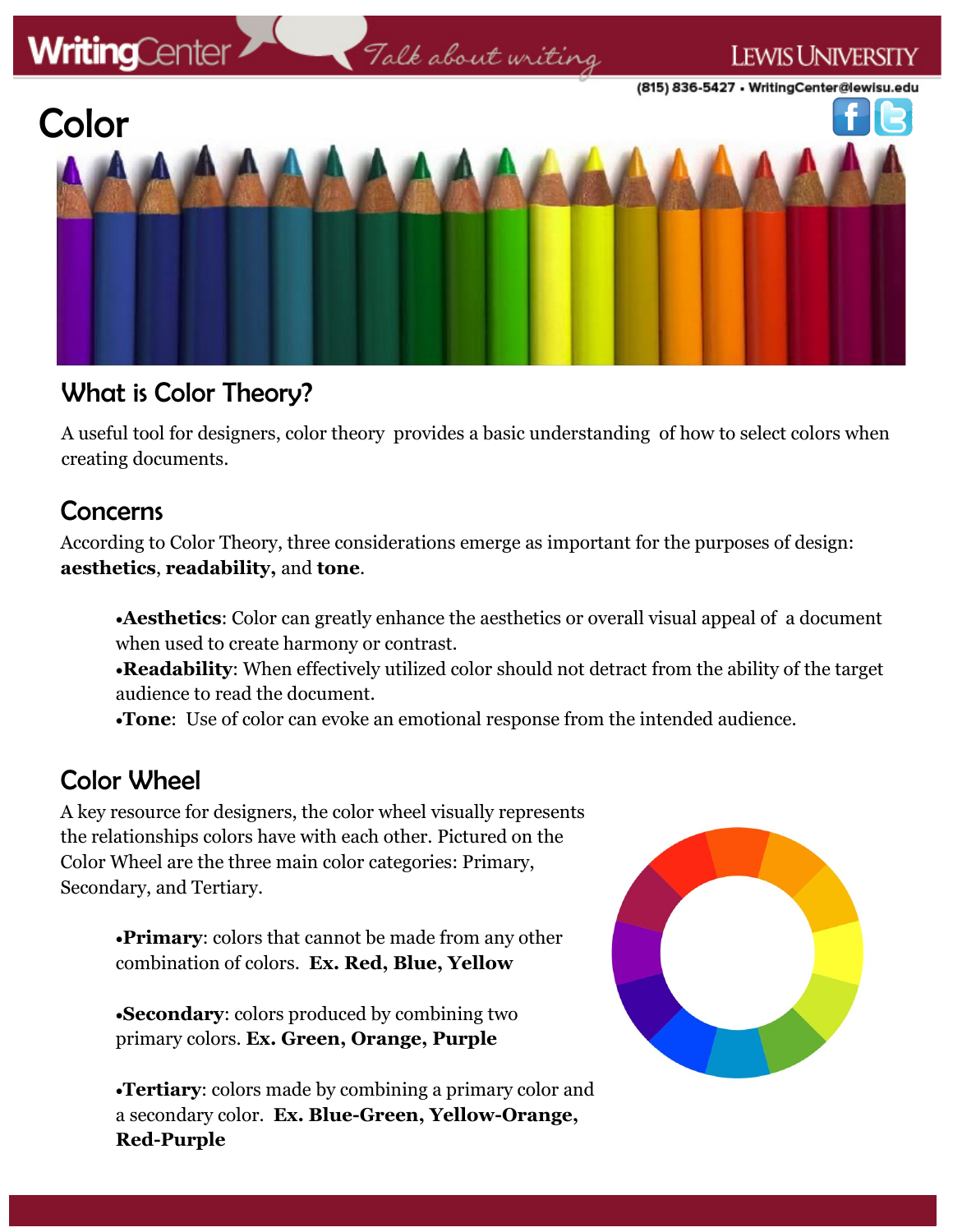# Color

## What is Color Theory?

A useful tool for designers, color theory provides a basic understanding of how to select colors when creating documents.

## Concerns

According to Color Theory, three considerations emerge as important for the purposes of design: **aesthetics**, **readability,** and **tone**.

- **Aesthetics**: Color can greatly enhance the aesthetics or overall visual appeal of a document when used to create harmony or contrast.
- **Readability**: When effectively utilized color should not detract from the ability of the target audience to read the document.
- **Tone**: Use of color can evoke an emotional response from the intended audience.

## Color Wheel

A key resource for designers, the color wheel visually represents the relationships colors have with each other. Pictured on the Color Wheel are the three main color categories: Primary, Secondary, and Tertiary.

- **Primary**: colors that cannot be made from any other combination of colors. **Ex. Red, Blue, Yellow**
- **Secondary**: colors produced by combining two primary colors. **Ex. Green, Orange, Purple**
- **Tertiary**: colors made by combining a primary color and a secondary color. **Ex. Blue-Green, Yellow-Orange, Red-Purple**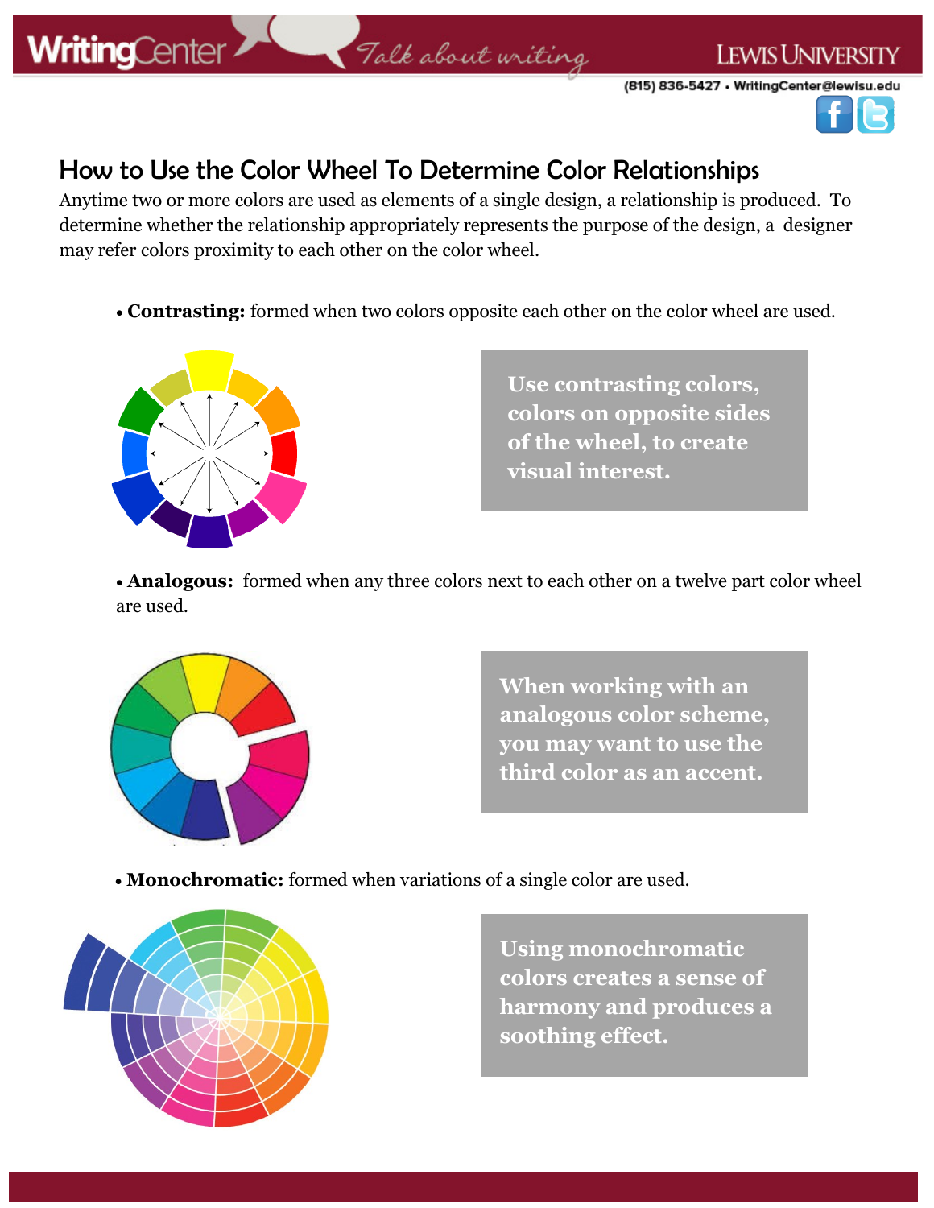# How to Use the Color Wheel To Determine Color Relationships

Anytime two or more colors are used as elements of a single design, a relationship is produced. To determine whether the relationship appropriately represents the purpose of the design, a designer may refer colors proximity to each other on the color wheel.

- **Contrasting:** formed when two colors opposite each other on the color wheel are used.

**Use contrasting colors, colors on opposite sides of the wheel, to create visual interest.**

- **Analogous:** formed when any three colors next to each other on a twelve part color wheel are used.

**When working with an analogous color scheme, you may want to use the third color as an accent.**

- **Monochromatic:** formed when variations of a single color are used.

**Using monochromatic colors creates a sense of harmony and produces a soothing effect.**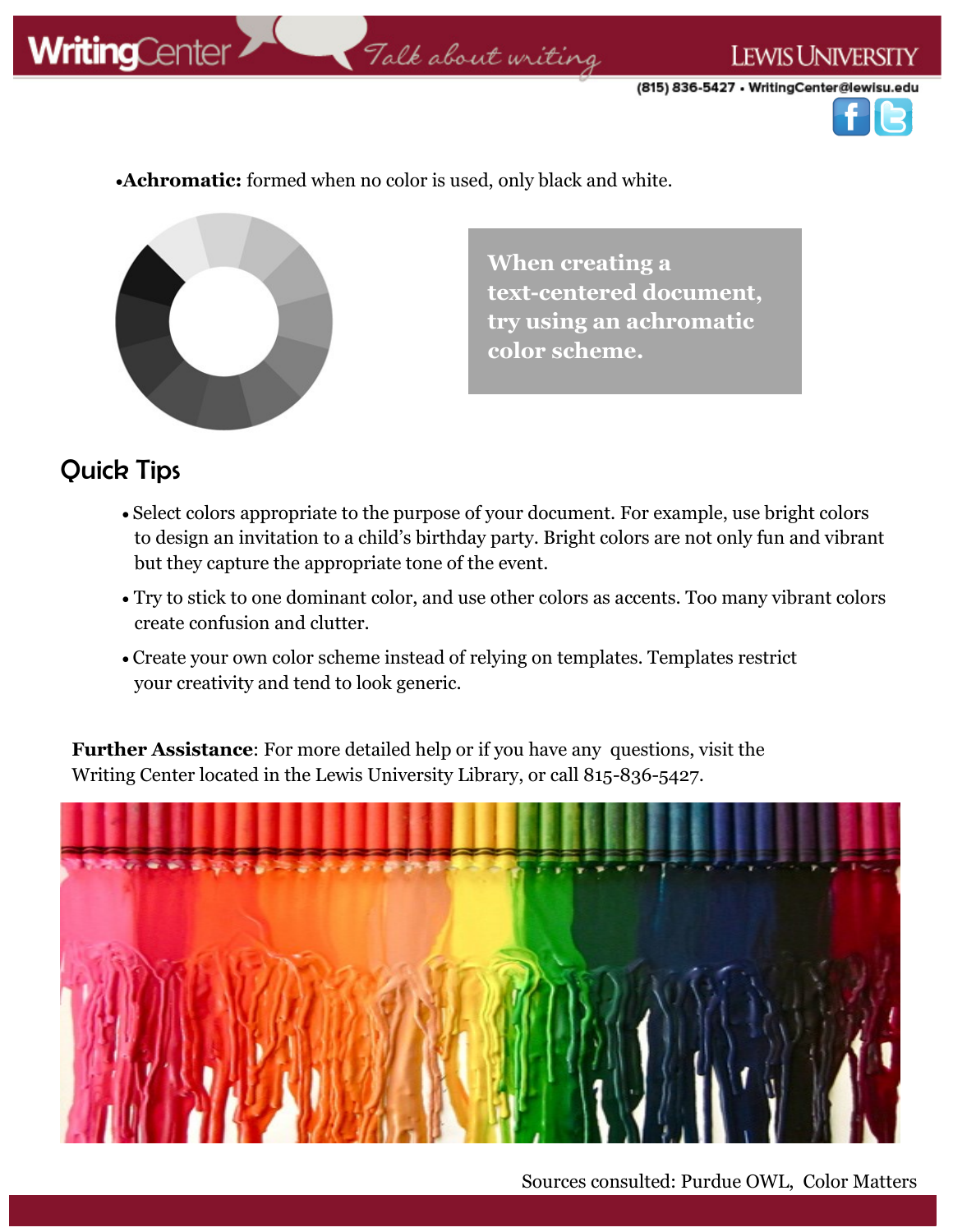- **Achromatic:** formed when no color is used, only black and white.

**When creating a text-centered document, try using an achromatic color scheme.**

## Quick Tips

- Select colors appropriate to the purpose of your document. For example, use bright colors to design an invitation to a child's birthday party. Bright colors are not only fun and vibrant but they capture the appropriate tone of the event.
- Try to stick to one dominant color, and use other colors as accents. Too many vibrant colors create confusion and clutter.
- Create your own color scheme instead of relying on templates. Templates restrict your creativity and tend to look generic.

**Further Assistance**: For more detailed help or if you have any questions, visit the Writing Center located in the Lewis University Library, or call 815-836-5427.

Sources consulted: Purdue OWL, Color Matters